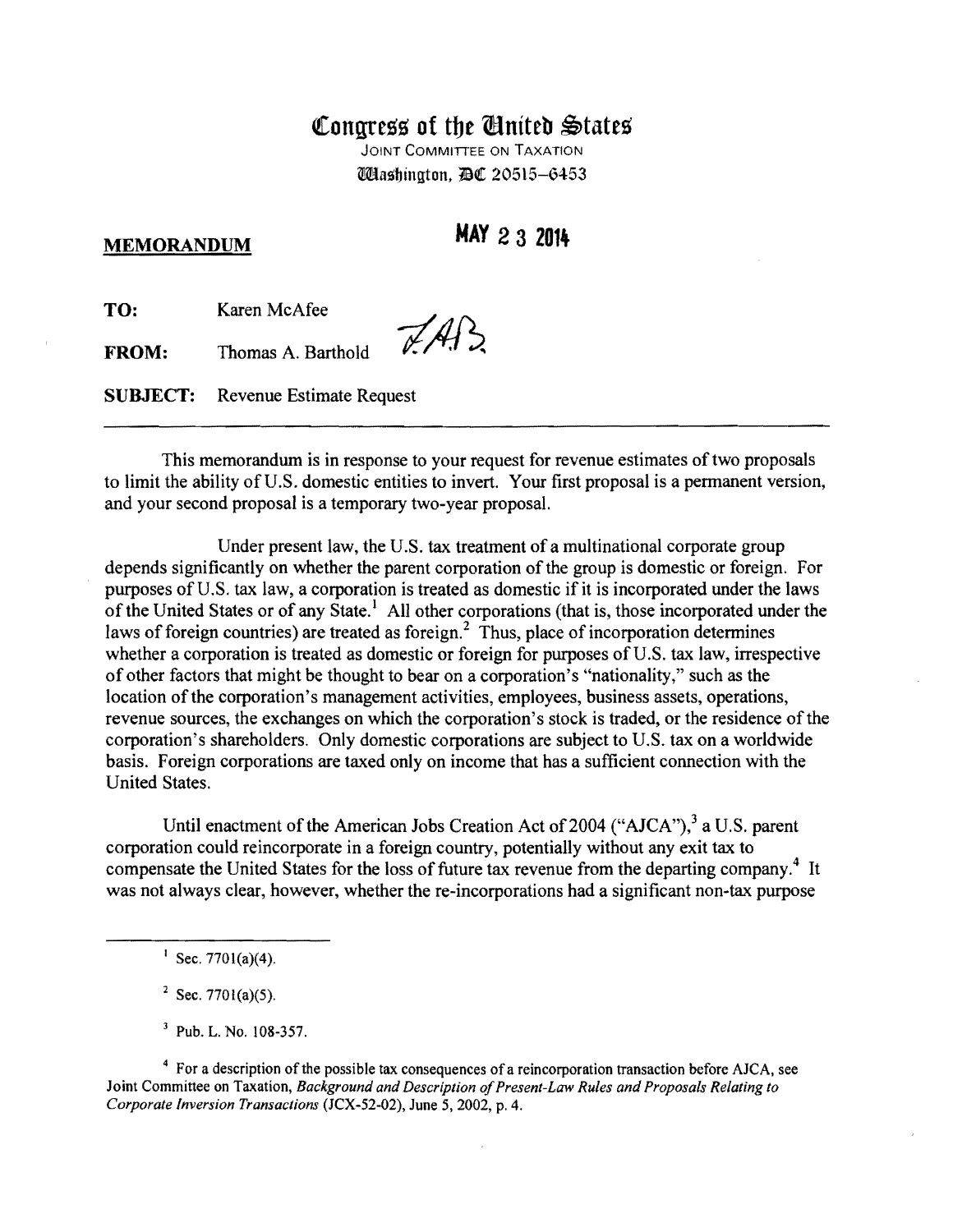# Congress of the United States

JOINT COMMITTEE ON TAXATION
Washington, DC 20515–6453

**MEMORANDUM** **MAY 23 2014**

**TO:** Karen McAfee

**FROM:** Thomas A. Barthold *TAB*

**SUBJECT:** Revenue Estimate Request

---

This memorandum is in response to your request for revenue estimates of two proposals to limit the ability of U.S. domestic entities to invert. Your first proposal is a permanent version, and your second proposal is a temporary two-year proposal.

Under present law, the U.S. tax treatment of a multinational corporate group depends significantly on whether the parent corporation of the group is domestic or foreign. For purposes of U.S. tax law, a corporation is treated as domestic if it is incorporated under the laws of the United States or of any State.[1] All other corporations (that is, those incorporated under the laws of foreign countries) are treated as foreign.[2] Thus, place of incorporation determines whether a corporation is treated as domestic or foreign for purposes of U.S. tax law, irrespective of other factors that might be thought to bear on a corporation's "nationality," such as the location of the corporation's management activities, employees, business assets, operations, revenue sources, the exchanges on which the corporation's stock is traded, or the residence of the corporation's shareholders. Only domestic corporations are subject to U.S. tax on a worldwide basis. Foreign corporations are taxed only on income that has a sufficient connection with the United States.

Until enactment of the American Jobs Creation Act of 2004 ("AJCA"),[3] a U.S. parent corporation could reincorporate in a foreign country, potentially without any exit tax to compensate the United States for the loss of future tax revenue from the departing company.[4] It was not always clear, however, whether the re-incorporations had a significant non-tax purpose

---

[1] Sec. 7701(a)(4).

[2] Sec. 7701(a)(5).

[3] Pub. L. No. 108-357.

[4] For a description of the possible tax consequences of a reincorporation transaction before AJCA, see Joint Committee on Taxation, *Background and Description of Present-Law Rules and Proposals Relating to Corporate Inversion Transactions* (JCX-52-02), June 5, 2002, p. 4.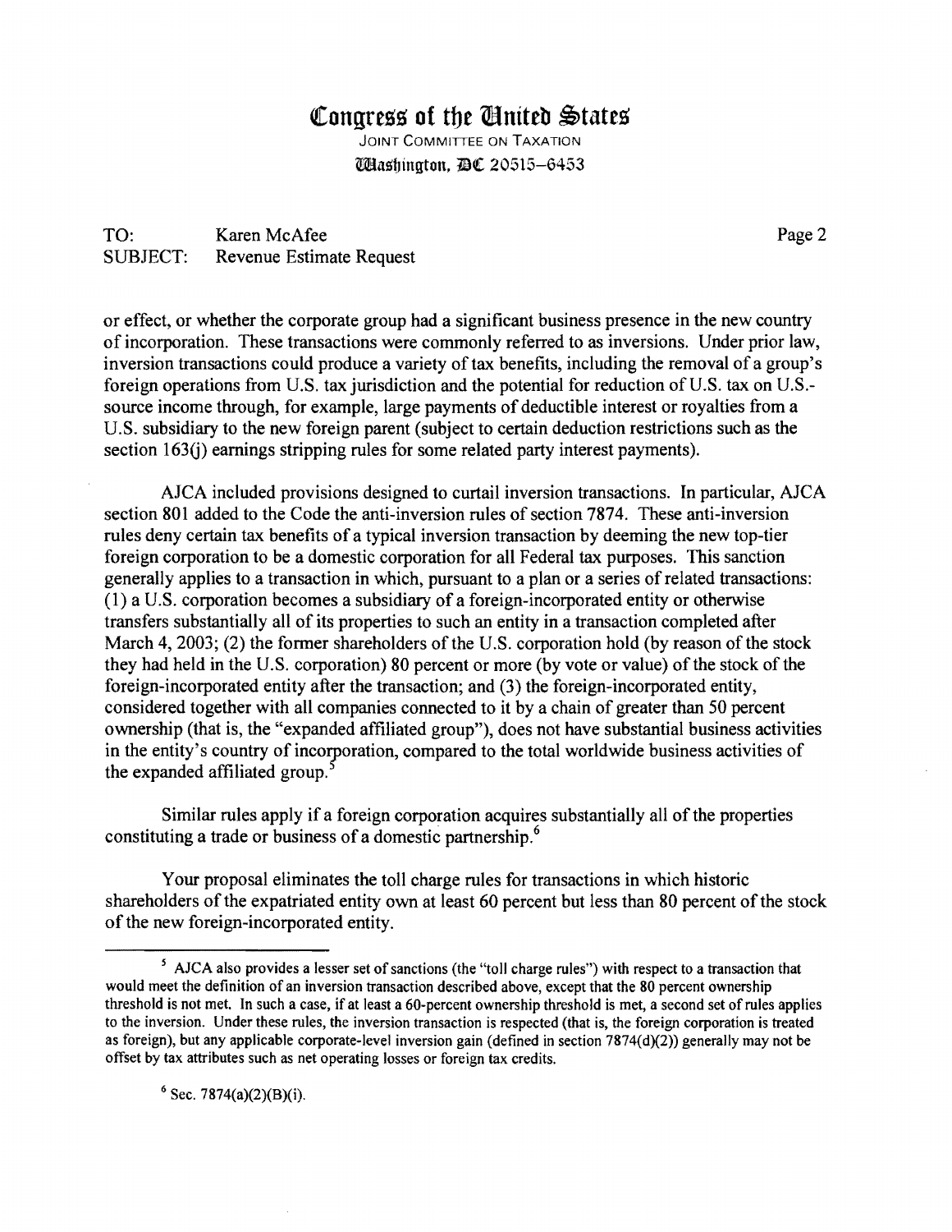**Congress of the United States**

JOINT COMMITTEE ON TAXATION

Washington, DC 20515–6453

TO: Karen McAfee

SUBJECT: Revenue Estimate Request

or effect, or whether the corporate group had a significant business presence in the new country of incorporation. These transactions were commonly referred to as inversions. Under prior law, inversion transactions could produce a variety of tax benefits, including the removal of a group's foreign operations from U.S. tax jurisdiction and the potential for reduction of U.S. tax on U.S.-source income through, for example, large payments of deductible interest or royalties from a U.S. subsidiary to the new foreign parent (subject to certain deduction restrictions such as the section 163(j) earnings stripping rules for some related party interest payments).

AJCA included provisions designed to curtail inversion transactions. In particular, AJCA section 801 added to the Code the anti-inversion rules of section 7874. These anti-inversion rules deny certain tax benefits of a typical inversion transaction by deeming the new top-tier foreign corporation to be a domestic corporation for all Federal tax purposes. This sanction generally applies to a transaction in which, pursuant to a plan or a series of related transactions: (1) a U.S. corporation becomes a subsidiary of a foreign-incorporated entity or otherwise transfers substantially all of its properties to such an entity in a transaction completed after March 4, 2003; (2) the former shareholders of the U.S. corporation hold (by reason of the stock they had held in the U.S. corporation) 80 percent or more (by vote or value) of the stock of the foreign-incorporated entity after the transaction; and (3) the foreign-incorporated entity, considered together with all companies connected to it by a chain of greater than 50 percent ownership (that is, the "expanded affiliated group"), does not have substantial business activities in the entity's country of incorporation, compared to the total worldwide business activities of the expanded affiliated group.[5]

Similar rules apply if a foreign corporation acquires substantially all of the properties constituting a trade or business of a domestic partnership.[6]

Your proposal eliminates the toll charge rules for transactions in which historic shareholders of the expatriated entity own at least 60 percent but less than 80 percent of the stock of the new foreign-incorporated entity.

---

[5] AJCA also provides a lesser set of sanctions (the "toll charge rules") with respect to a transaction that would meet the definition of an inversion transaction described above, except that the 80 percent ownership threshold is not met. In such a case, if at least a 60-percent ownership threshold is met, a second set of rules applies to the inversion. Under these rules, the inversion transaction is respected (that is, the foreign corporation is treated as foreign), but any applicable corporate-level inversion gain (defined in section 7874(d)(2)) generally may not be offset by tax attributes such as net operating losses or foreign tax credits.

[6] Sec. 7874(a)(2)(B)(i).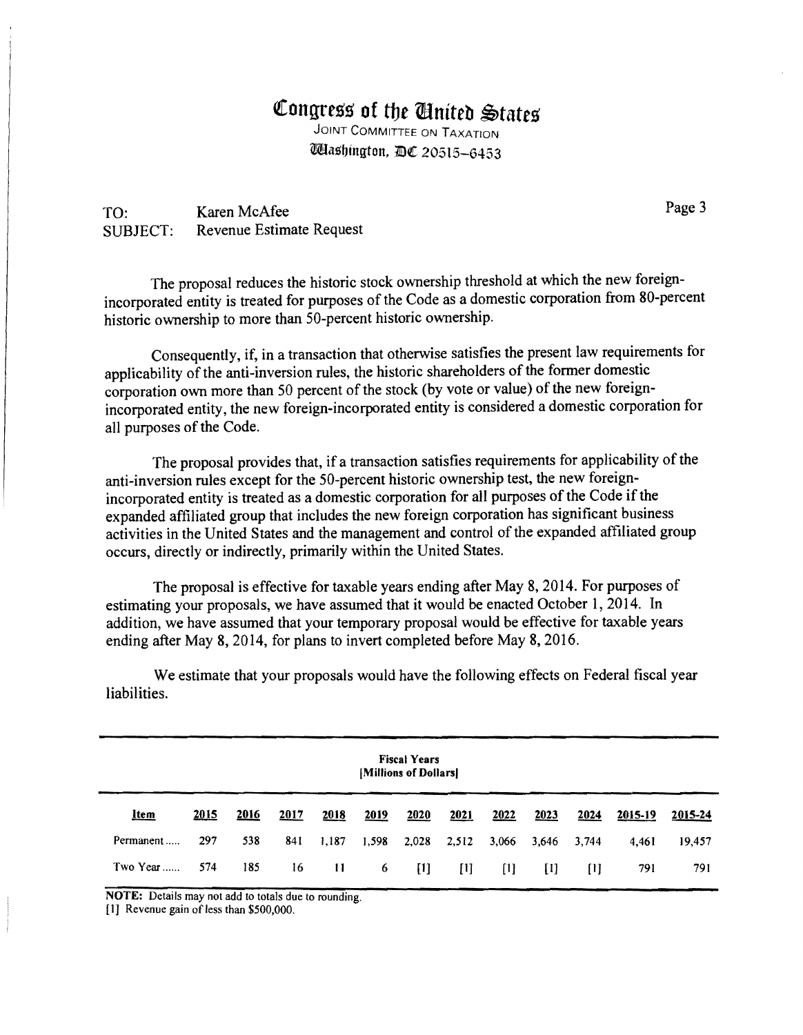# Congress of the United States

JOINT COMMITTEE ON TAXATION
Washington, DC 20515–6453

TO: Karen McAfee
SUBJECT: Revenue Estimate Request

The proposal reduces the historic stock ownership threshold at which the new foreign-incorporated entity is treated for purposes of the Code as a domestic corporation from 80-percent historic ownership to more than 50-percent historic ownership.

Consequently, if, in a transaction that otherwise satisfies the present law requirements for applicability of the anti-inversion rules, the historic shareholders of the former domestic corporation own more than 50 percent of the stock (by vote or value) of the new foreign-incorporated entity, the new foreign-incorporated entity is considered a domestic corporation for all purposes of the Code.

The proposal provides that, if a transaction satisfies requirements for applicability of the anti-inversion rules except for the 50-percent historic ownership test, the new foreign-incorporated entity is treated as a domestic corporation for all purposes of the Code if the expanded affiliated group that includes the new foreign corporation has significant business activities in the United States and the management and control of the expanded affiliated group occurs, directly or indirectly, primarily within the United States.

The proposal is effective for taxable years ending after May 8, 2014. For purposes of estimating your proposals, we have assumed that it would be enacted October 1, 2014. In addition, we have assumed that your temporary proposal would be effective for taxable years ending after May 8, 2014, for plans to invert completed before May 8, 2016.

We estimate that your proposals would have the following effects on Federal fiscal year liabilities.

| | Fiscal Years [Millions of Dollars] | | | | | | | | | | | |
|---|---|---|---|---|---|---|---|---|---|---|---|---|
| **Item** | **2015** | **2016** | **2017** | **2018** | **2019** | **2020** | **2021** | **2022** | **2023** | **2024** | **2015-19** | **2015-24** |
| Permanent...... | 297 | 538 | 841 | 1,187 | 1,598 | 2,028 | 2,512 | 3,066 | 3,646 | 3,744 | 4,461 | 19,457 |
| Two Year...... | 574 | 185 | 16 | 11 | 6 | [1] | [1] | [1] | [1] | [1] | 791 | 791 |

**NOTE:** Details may not add to totals due to rounding.

[1] Revenue gain of less than $500,000.